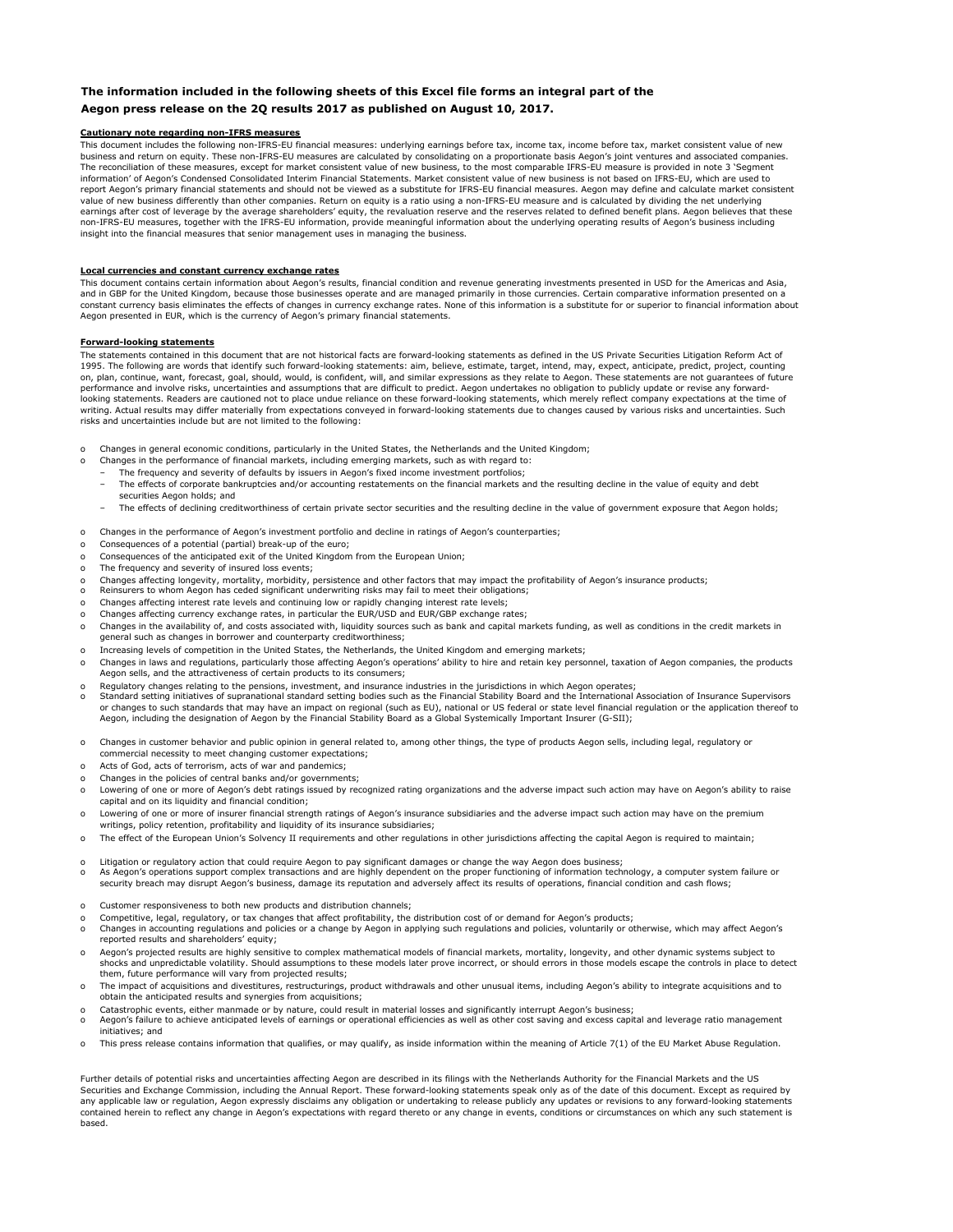**The information included in the following sheets of this Excel file forms an integral part of the Aegon press release on the 2Q results 2017 as published on August 10, 2017.**

**Cautionary note regarding non-IFRS measures**

This document includes the following non-IFRS-EU financial measures: underlying earnings before tax, income tax, income before tax, market consistent value of new business and return on equity. These non-IFRS-EU measures are calculated by consolidating on a proportionate basis Aegon's joint ventures and associated companies. The reconciliation of these measures, except for market consistent value of new business, to the most comparable IFRS-EU measure is provided in note 3 'Segment information' of Aegon's Condensed Consolidated Interim Financial Statements. Market consistent value of new business is not based on IFRS-EU, which are used to report Aegon's primary financial statements and should not be viewed as a substitute for IFRS-EU financial measures. Aegon may define and calculate market consistent value of new business differently than other companies. Return on equity is a ratio using a non-IFRS-EU measure and is calculated by dividing the net underlying earnings after cost of leverage by the average shareholders' equity, the revaluation reserve and the reserves related to defined benefit plans. Aegon believes that these non-IFRS-EU measures, together with the IFRS-EU information, provide meaningful information about the underlying operating results of Aegon's business including insight into the financial measures that senior management uses in managing the business.

**Local currencies and constant currency exchange rates**

This document contains certain information about Aegon's results, financial condition and revenue generating investments presented in USD for the Americas and Asia, and in GBP for the United Kingdom, because those businesses operate and are managed primarily in those currencies. Certain comparative information presented on a constant currency basis eliminates the effects of changes in currency exchange rates. None of this information is a substitute for or superior to financial information about Aegon presented in EUR, which is the currency of Aegon's primary financial statements.

**Forward-looking statements**

The statements contained in this document that are not historical facts are forward-looking statements as defined in the US Private Securities Litigation Reform Act of 1995. The following are words that identify such forward-looking statements: aim, believe, estimate, target, intend, may, expect, anticipate, predict, project, counting on, plan, continue, want, forecast, goal, should, would, is confident, will, and similar expressions as they relate to Aegon. These statements are not guarantees of future performance and involve risks, uncertainties and assumptions that are difficult to predict. Aegon undertakes no obligation to publicly update or revise any forward-looking statements. Readers are cautioned not to place undue reliance on these forward-looking statements, which merely reflect company expectations at the time of writing. Actual results may differ materially from expectations conveyed in forward-looking statements due to changes caused by various risks and uncertainties. Such risks and uncertainties include but are not limited to the following:

- Changes in general economic conditions, particularly in the United States, the Netherlands and the United Kingdom;
- Changes in the performance of financial markets, including emerging markets, such as with regard to:
  - The frequency and severity of defaults by issuers in Aegon's fixed income investment portfolios;
  - The effects of corporate bankruptcies and/or accounting restatements on the financial markets and the resulting decline in the value of equity and debt securities Aegon holds; and
  - The effects of declining creditworthiness of certain private sector securities and the resulting decline in the value of government exposure that Aegon holds;
- Changes in the performance of Aegon's investment portfolio and decline in ratings of Aegon's counterparties;
- Consequences of a potential (partial) break-up of the euro;
- Consequences of the anticipated exit of the United Kingdom from the European Union;
- The frequency and severity of insured loss events;
- Changes affecting longevity, mortality, morbidity, persistence and other factors that may impact the profitability of Aegon's insurance products;
- Reinsurers to whom Aegon has ceded significant underwriting risks may fail to meet their obligations;
- Changes affecting interest rate levels and continuing low or rapidly changing interest rate levels;
- Changes affecting currency exchange rates, in particular the EUR/USD and EUR/GBP exchange rates;
- Changes in the availability of, and costs associated with, liquidity sources such as bank and capital markets funding, as well as conditions in the credit markets in general such as changes in borrower and counterparty creditworthiness;
- Increasing levels of competition in the United States, the Netherlands, the United Kingdom and emerging markets;
- Changes in laws and regulations, particularly those affecting Aegon's operations' ability to hire and retain key personnel, taxation of Aegon companies, the products Aegon sells, and the attractiveness of certain products to its consumers;
- Regulatory changes relating to the pensions, investment, and insurance industries in the jurisdictions in which Aegon operates;
- Standard setting initiatives of supranational standard setting bodies such as the Financial Stability Board and the International Association of Insurance Supervisors or changes to such standards that may have an impact on regional (such as EU), national or US federal or state level financial regulation or the application thereof to Aegon, including the designation of Aegon by the Financial Stability Board as a Global Systemically Important Insurer (G-SII);
- Changes in customer behavior and public opinion in general related to, among other things, the type of products Aegon sells, including legal, regulatory or commercial necessity to meet changing customer expectations;
- Acts of God, acts of terrorism, acts of war and pandemics;
- Changes in the policies of central banks and/or governments;
- Lowering of one or more of Aegon's debt ratings issued by recognized rating organizations and the adverse impact such action may have on Aegon's ability to raise capital and on its liquidity and financial condition;
- Lowering of one or more of insurer financial strength ratings of Aegon's insurance subsidiaries and the adverse impact such action may have on the premium writings, policy retention, profitability and liquidity of its insurance subsidiaries;
- The effect of the European Union's Solvency II requirements and other regulations in other jurisdictions affecting the capital Aegon is required to maintain;
- Litigation or regulatory action that could require Aegon to pay significant damages or change the way Aegon does business;
- As Aegon's operations support complex transactions and are highly dependent on the proper functioning of information technology, a computer system failure or security breach may disrupt Aegon's business, damage its reputation and adversely affect its results of operations, financial condition and cash flows;
- Customer responsiveness to both new products and distribution channels;
- Competitive, legal, regulatory, or tax changes that affect profitability, the distribution cost of or demand for Aegon's products;
- Changes in accounting regulations and policies or a change by Aegon in applying such regulations and policies, voluntarily or otherwise, which may affect Aegon's reported results and shareholders' equity;
- Aegon's projected results are highly sensitive to complex mathematical models of financial markets, mortality, longevity, and other dynamic systems subject to shocks and unpredictable volatility. Should assumptions to these models later prove incorrect, or should errors in those models escape the controls in place to detect them, future performance will vary from projected results;
- The impact of acquisitions and divestitures, restructurings, product withdrawals and other unusual items, including Aegon's ability to integrate acquisitions and to obtain the anticipated results and synergies from acquisitions;
- Catastrophic events, either manmade or by nature, could result in material losses and significantly interrupt Aegon's business;
- Aegon's failure to achieve anticipated levels of earnings or operational efficiencies as well as other cost saving and excess capital and leverage ratio management initiatives; and
- This press release contains information that qualifies, or may qualify, as inside information within the meaning of Article 7(1) of the EU Market Abuse Regulation.

Further details of potential risks and uncertainties affecting Aegon are described in its filings with the Netherlands Authority for the Financial Markets and the US Securities and Exchange Commission, including the Annual Report. These forward-looking statements speak only as of the date of this document. Except as required by any applicable law or regulation, Aegon expressly disclaims any obligation or undertaking to release publicly any updates or revisions to any forward-looking statements contained herein to reflect any change in Aegon's expectations with regard thereto or any change in events, conditions or circumstances on which any such statement is based.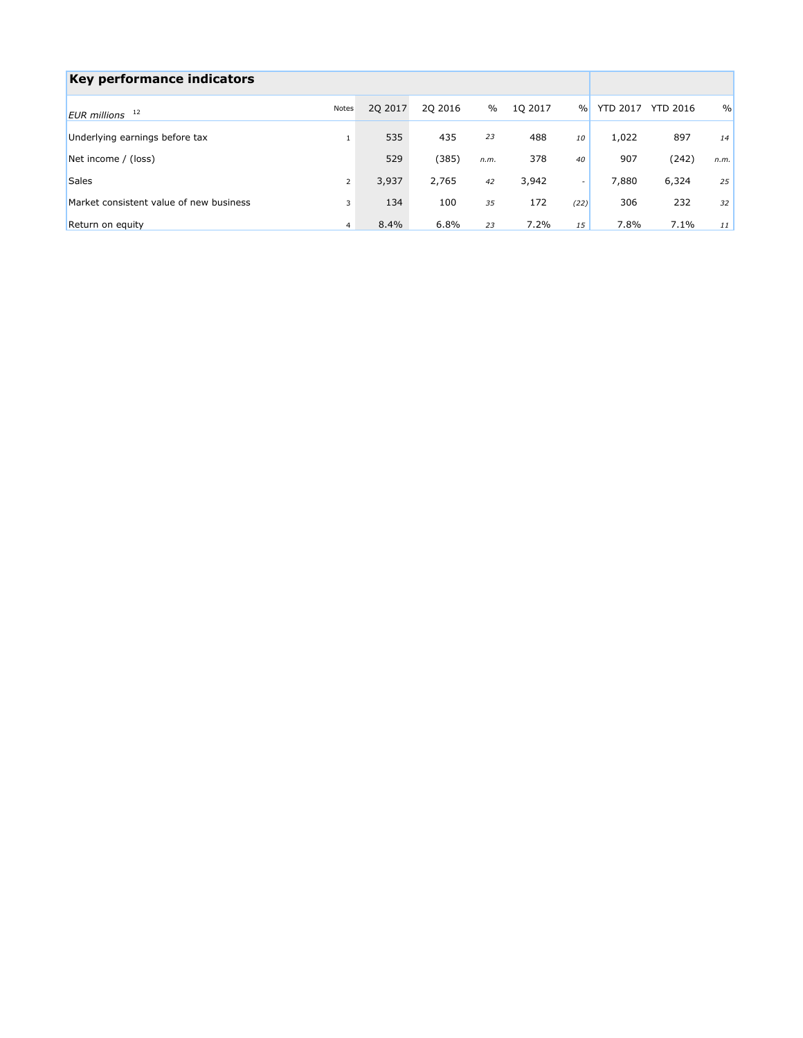## Key performance indicators

| EUR millions [12] | Notes | 2Q 2017 | 2Q 2016 | % | 1Q 2017 | % | YTD 2017 | YTD 2016 | % |
|---|---|---|---|---|---|---|---|---|---|
| Underlying earnings before tax | 1 | 535 | 435 | 23 | 488 | 10 | 1,022 | 897 | 14 |
| Net income / (loss) | | 529 | (385) | n.m. | 378 | 40 | 907 | (242) | n.m. |
| Sales | 2 | 3,937 | 2,765 | 42 | 3,942 | - | 7,880 | 6,324 | 25 |
| Market consistent value of new business | 3 | 134 | 100 | 35 | 172 | (22) | 306 | 232 | 32 |
| Return on equity | 4 | 8.4% | 6.8% | 23 | 7.2% | 15 | 7.8% | 7.1% | 11 |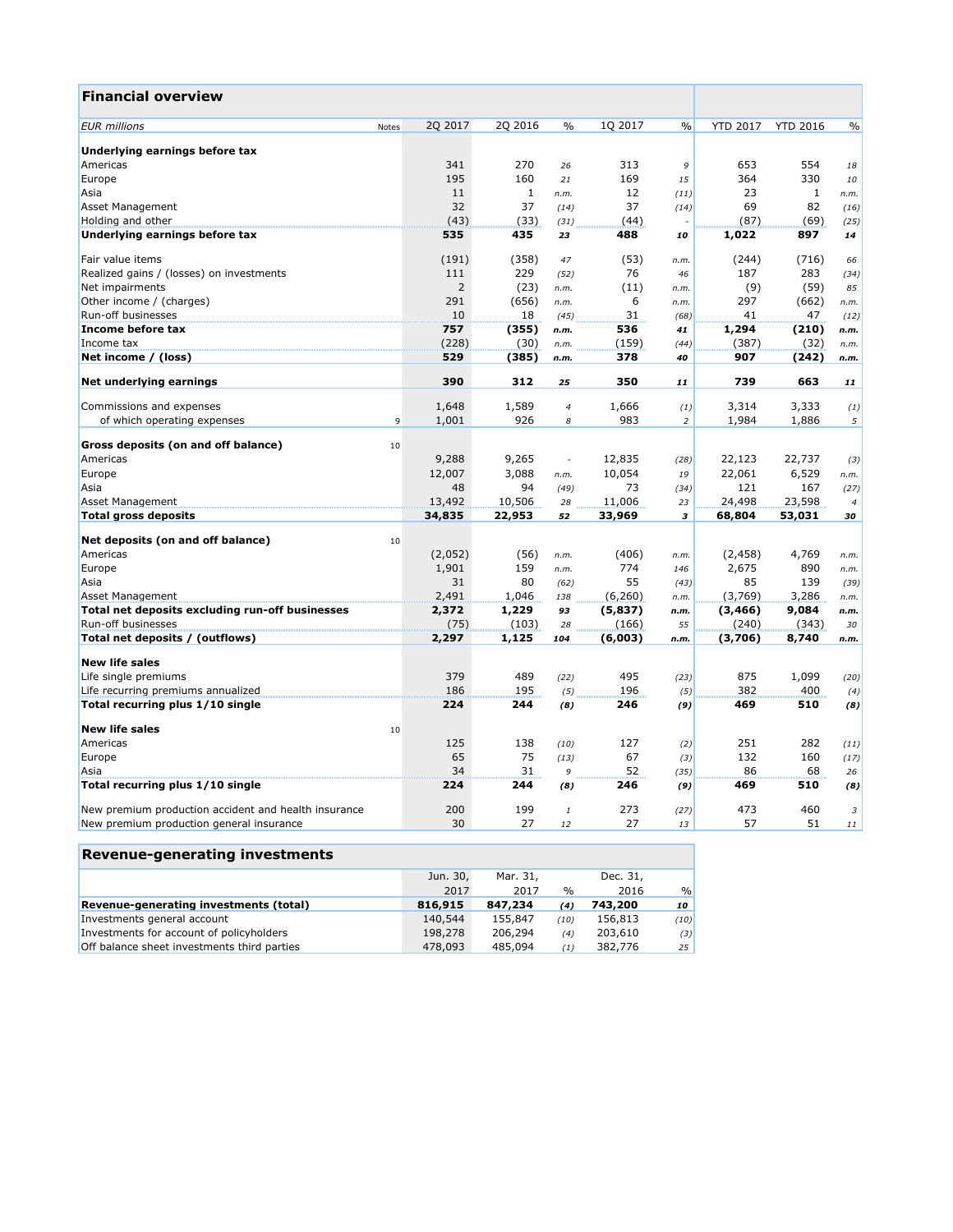## Financial overview

| EUR millions | Notes | 2Q 2017 | 2Q 2016 | % | 1Q 2017 | % | YTD 2017 | YTD 2016 | % |
|---|---|---|---|---|---|---|---|---|---|
| **Underlying earnings before tax** | | | | | | | | | |
| Americas | | 341 | 270 | 26 | 313 | 9 | 653 | 554 | 18 |
| Europe | | 195 | 160 | 21 | 169 | 15 | 364 | 330 | 10 |
| Asia | | 11 | 1 | n.m. | 12 | (11) | 23 | 1 | n.m. |
| Asset Management | | 32 | 37 | (14) | 37 | (14) | 69 | 82 | (16) |
| Holding and other | | (43) | (33) | (31) | (44) | - | (87) | (69) | (25) |
| **Underlying earnings before tax** | | **535** | **435** | **23** | **488** | **10** | **1,022** | **897** | **14** |
| | | | | | | | | | |
| Fair value items | | (191) | (358) | 47 | (53) | n.m. | (244) | (716) | 66 |
| Realized gains / (losses) on investments | | 111 | 229 | (52) | 76 | 46 | 187 | 283 | (34) |
| Net impairments | | 2 | (23) | n.m. | (11) | n.m. | (9) | (59) | 85 |
| Other income / (charges) | | 291 | (656) | n.m. | 6 | n.m. | 297 | (662) | n.m. |
| Run-off businesses | | 10 | 18 | (45) | 31 | (68) | 41 | 47 | (12) |
| **Income before tax** | | **757** | **(355)** | **n.m.** | **536** | **41** | **1,294** | **(210)** | **n.m.** |
| Income tax | | (228) | (30) | n.m. | (159) | (44) | (387) | (32) | n.m. |
| **Net income / (loss)** | | **529** | **(385)** | **n.m.** | **378** | **40** | **907** | **(242)** | **n.m.** |
| | | | | | | | | | |
| **Net underlying earnings** | | **390** | **312** | **25** | **350** | **11** | **739** | **663** | **11** |
| | | | | | | | | | |
| Commissions and expenses | | 1,648 | 1,589 | 4 | 1,666 | (1) | 3,314 | 3,333 | (1) |
| of which operating expenses | 9 | 1,001 | 926 | 8 | 983 | 2 | 1,984 | 1,886 | 5 |
| | | | | | | | | | |
| **Gross deposits (on and off balance)** | 10 | | | | | | | | |
| Americas | | 9,288 | 9,265 | - | 12,835 | (28) | 22,123 | 22,737 | (3) |
| Europe | | 12,007 | 3,088 | n.m. | 10,054 | 19 | 22,061 | 6,529 | n.m. |
| Asia | | 48 | 94 | (49) | 73 | (34) | 121 | 167 | (27) |
| Asset Management | | 13,492 | 10,506 | 28 | 11,006 | 23 | 24,498 | 23,598 | 4 |
| **Total gross deposits** | | **34,835** | **22,953** | **52** | **33,969** | **3** | **68,804** | **53,031** | **30** |
| | | | | | | | | | |
| **Net deposits (on and off balance)** | 10 | | | | | | | | |
| Americas | | (2,052) | (56) | n.m. | (406) | n.m. | (2,458) | 4,769 | n.m. |
| Europe | | 1,901 | 159 | n.m. | 774 | 146 | 2,675 | 890 | n.m. |
| Asia | | 31 | 80 | (62) | 55 | (43) | 85 | 139 | (39) |
| Asset Management | | 2,491 | 1,046 | 138 | (6,260) | n.m. | (3,769) | 3,286 | n.m. |
| **Total net deposits excluding run-off businesses** | | **2,372** | **1,229** | **93** | **(5,837)** | **n.m.** | **(3,466)** | **9,084** | **n.m.** |
| Run-off businesses | | (75) | (103) | 28 | (166) | 55 | (240) | (343) | 30 |
| **Total net deposits / (outflows)** | | **2,297** | **1,125** | **104** | **(6,003)** | **n.m.** | **(3,706)** | **8,740** | **n.m.** |
| | | | | | | | | | |
| **New life sales** | | | | | | | | | |
| Life single premiums | | 379 | 489 | (22) | 495 | (23) | 875 | 1,099 | (20) |
| Life recurring premiums annualized | | 186 | 195 | (5) | 196 | (5) | 382 | 400 | (4) |
| **Total recurring plus 1/10 single** | | **224** | **244** | **(8)** | **246** | **(9)** | **469** | **510** | **(8)** |
| | | | | | | | | | |
| **New life sales** | 10 | | | | | | | | |
| Americas | | 125 | 138 | (10) | 127 | (2) | 251 | 282 | (11) |
| Europe | | 65 | 75 | (13) | 67 | (3) | 132 | 160 | (17) |
| Asia | | 34 | 31 | 9 | 52 | (35) | 86 | 68 | 26 |
| **Total recurring plus 1/10 single** | | **224** | **244** | **(8)** | **246** | **(9)** | **469** | **510** | **(8)** |
| | | | | | | | | | |
| New premium production accident and health insurance | | 200 | 199 | 1 | 273 | (27) | 473 | 460 | 3 |
| New premium production general insurance | | 30 | 27 | 12 | 27 | 13 | 57 | 51 | 11 |

## Revenue-generating investments

| | Jun. 30, 2017 | Mar. 31, 2017 | % | Dec. 31, 2016 | % |
|---|---|---|---|---|---|
| **Revenue-generating investments (total)** | **816,915** | **847,234** | **(4)** | **743,200** | **10** |
| Investments general account | 140,544 | 155,847 | (10) | 156,813 | (10) |
| Investments for account of policyholders | 198,278 | 206,294 | (4) | 203,610 | (3) |
| Off balance sheet investments third parties | 478,093 | 485,094 | (1) | 382,776 | 25 |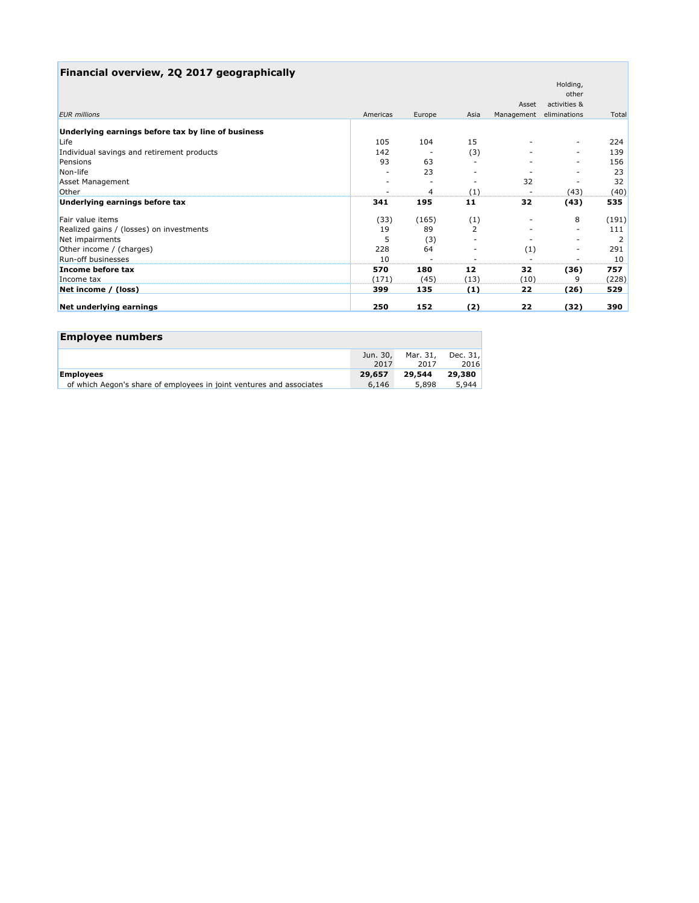## Financial overview, 2Q 2017 geographically

| *EUR millions* | Americas | Europe | Asia | Asset Management | Holding, other activities & eliminations | Total |
|---|---|---|---|---|---|---|
| **Underlying earnings before tax by line of business** | | | | | | |
| Life | 105 | 104 | 15 | - | - | 224 |
| Individual savings and retirement products | 142 | - | (3) | - | - | 139 |
| Pensions | 93 | 63 | - | - | - | 156 |
| Non-life | - | 23 | - | - | - | 23 |
| Asset Management | - | - | - | 32 | - | 32 |
| Other | - | 4 | (1) | - | (43) | (40) |
| **Underlying earnings before tax** | **341** | **195** | **11** | **32** | **(43)** | **535** |
| Fair value items | (33) | (165) | (1) | - | 8 | (191) |
| Realized gains / (losses) on investments | 19 | 89 | 2 | - | - | 111 |
| Net impairments | 5 | (3) | - | - | - | 2 |
| Other income / (charges) | 228 | 64 | - | (1) | - | 291 |
| Run-off businesses | 10 | - | - | - | - | 10 |
| **Income before tax** | **570** | **180** | **12** | **32** | **(36)** | **757** |
| Income tax | (171) | (45) | (13) | (10) | 9 | (228) |
| **Net income / (loss)** | **399** | **135** | **(1)** | **22** | **(26)** | **529** |
| **Net underlying earnings** | **250** | **152** | **(2)** | **22** | **(32)** | **390** |

## Employee numbers

| | Jun. 30, 2017 | Mar. 31, 2017 | Dec. 31, 2016 |
|---|---|---|---|
| **Employees** | **29,657** | **29,544** | **29,380** |
| of which Aegon's share of employees in joint ventures and associates | 6,146 | 5,898 | 5,944 |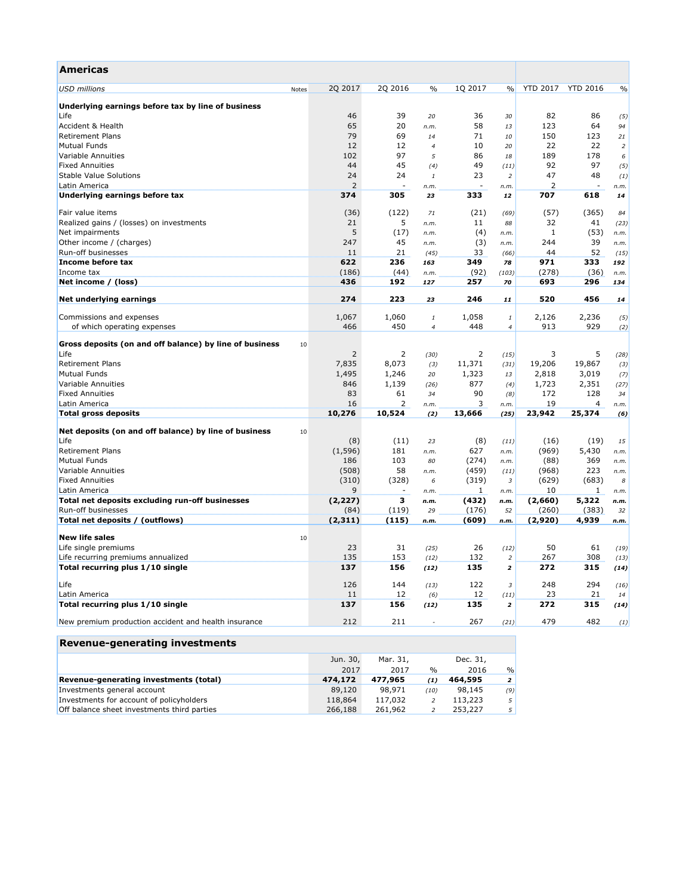## Americas

| USD millions | Notes | 2Q 2017 | 2Q 2016 | % | 1Q 2017 | % | YTD 2017 | YTD 2016 | % |
|---|---|---|---|---|---|---|---|---|---|
| **Underlying earnings before tax by line of business** | | | | | | | | | |
| Life | | 46 | 39 | 20 | 36 | 30 | 82 | 86 | (5) |
| Accident & Health | | 65 | 20 | n.m. | 58 | 13 | 123 | 64 | 94 |
| Retirement Plans | | 79 | 69 | 14 | 71 | 10 | 150 | 123 | 21 |
| Mutual Funds | | 12 | 12 | 4 | 10 | 20 | 22 | 22 | 2 |
| Variable Annuities | | 102 | 97 | 5 | 86 | 18 | 189 | 178 | 6 |
| Fixed Annuities | | 44 | 45 | (4) | 49 | (11) | 92 | 97 | (5) |
| Stable Value Solutions | | 24 | 24 | 1 | 23 | 2 | 47 | 48 | (1) |
| Latin America | | 2 | - | n.m. | - | n.m. | 2 | - | n.m. |
| **Underlying earnings before tax** | | **374** | **305** | **23** | **333** | **12** | **707** | **618** | **14** |
| | | | | | | | | | |
| Fair value items | | (36) | (122) | 71 | (21) | (69) | (57) | (365) | 84 |
| Realized gains / (losses) on investments | | 21 | 5 | n.m. | 11 | 88 | 32 | 41 | (23) |
| Net impairments | | 5 | (17) | n.m. | (4) | n.m. | 1 | (53) | n.m. |
| Other income / (charges) | | 247 | 45 | n.m. | (3) | n.m. | 244 | 39 | n.m. |
| Run-off businesses | | 11 | 21 | (45) | 33 | (66) | 44 | 52 | (15) |
| **Income before tax** | | **622** | **236** | **163** | **349** | **78** | **971** | **333** | **192** |
| Income tax | | (186) | (44) | n.m. | (92) | (103) | (278) | (36) | n.m. |
| **Net income / (loss)** | | **436** | **192** | **127** | **257** | **70** | **693** | **296** | **134** |
| | | | | | | | | | |
| **Net underlying earnings** | | **274** | **223** | **23** | **246** | **11** | **520** | **456** | **14** |
| | | | | | | | | | |
| Commissions and expenses | | 1,067 | 1,060 | 1 | 1,058 | 1 | 2,126 | 2,236 | (5) |
| of which operating expenses | | 466 | 450 | 4 | 448 | 4 | 913 | 929 | (2) |
| | | | | | | | | | |
| **Gross deposits (on and off balance) by line of business** | 10 | | | | | | | | |
| Life | | 2 | 2 | (30) | 2 | (15) | 3 | 5 | (28) |
| Retirement Plans | | 7,835 | 8,073 | (3) | 11,371 | (31) | 19,206 | 19,867 | (3) |
| Mutual Funds | | 1,495 | 1,246 | 20 | 1,323 | 13 | 2,818 | 3,019 | (7) |
| Variable Annuities | | 846 | 1,139 | (26) | 877 | (4) | 1,723 | 2,351 | (27) |
| Fixed Annuities | | 83 | 61 | 34 | 90 | (8) | 172 | 128 | 34 |
| Latin America | | 16 | 2 | n.m. | 3 | n.m. | 19 | 4 | n.m. |
| **Total gross deposits** | | **10,276** | **10,524** | **(2)** | **13,666** | **(25)** | **23,942** | **25,374** | **(6)** |
| | | | | | | | | | |
| **Net deposits (on and off balance) by line of business** | 10 | | | | | | | | |
| Life | | (8) | (11) | 23 | (8) | (11) | (16) | (19) | 15 |
| Retirement Plans | | (1,596) | 181 | n.m. | 627 | n.m. | (969) | 5,430 | n.m. |
| Mutual Funds | | 186 | 103 | 80 | (274) | n.m. | (88) | 369 | n.m. |
| Variable Annuities | | (508) | 58 | n.m. | (459) | (11) | (968) | 223 | n.m. |
| Fixed Annuities | | (310) | (328) | 6 | (319) | 3 | (629) | (683) | 8 |
| Latin America | | 9 | - | n.m. | 1 | n.m. | 10 | 1 | n.m. |
| **Total net deposits excluding run-off businesses** | | **(2,227)** | **3** | **n.m.** | **(432)** | **n.m.** | **(2,660)** | **5,322** | **n.m.** |
| Run-off businesses | | (84) | (119) | 29 | (176) | 52 | (260) | (383) | 32 |
| **Total net deposits / (outflows)** | | **(2,311)** | **(115)** | **n.m.** | **(609)** | **n.m.** | **(2,920)** | **4,939** | **n.m.** |
| | | | | | | | | | |
| **New life sales** | 10 | | | | | | | | |
| Life single premiums | | 23 | 31 | (25) | 26 | (12) | 50 | 61 | (19) |
| Life recurring premiums annualized | | 135 | 153 | (12) | 132 | 2 | 267 | 308 | (13) |
| **Total recurring plus 1/10 single** | | **137** | **156** | **(12)** | **135** | **2** | **272** | **315** | **(14)** |
| | | | | | | | | | |
| Life | | 126 | 144 | (13) | 122 | 3 | 248 | 294 | (16) |
| Latin America | | 11 | 12 | (6) | 12 | (11) | 23 | 21 | 14 |
| **Total recurring plus 1/10 single** | | **137** | **156** | **(12)** | **135** | **2** | **272** | **315** | **(14)** |
| | | | | | | | | | |
| New premium production accident and health insurance | | 212 | 211 | - | 267 | (21) | 479 | 482 | (1) |

## Revenue-generating investments

| | Jun. 30, 2017 | Mar. 31, 2017 | % | Dec. 31, 2016 | % |
|---|---|---|---|---|---|
| **Revenue-generating investments (total)** | **474,172** | **477,965** | **(1)** | **464,595** | **2** |
| Investments general account | 89,120 | 98,971 | (10) | 98,145 | (9) |
| Investments for account of policyholders | 118,864 | 117,032 | 2 | 113,223 | 5 |
| Off balance sheet investments third parties | 266,188 | 261,962 | 2 | 253,227 | 5 |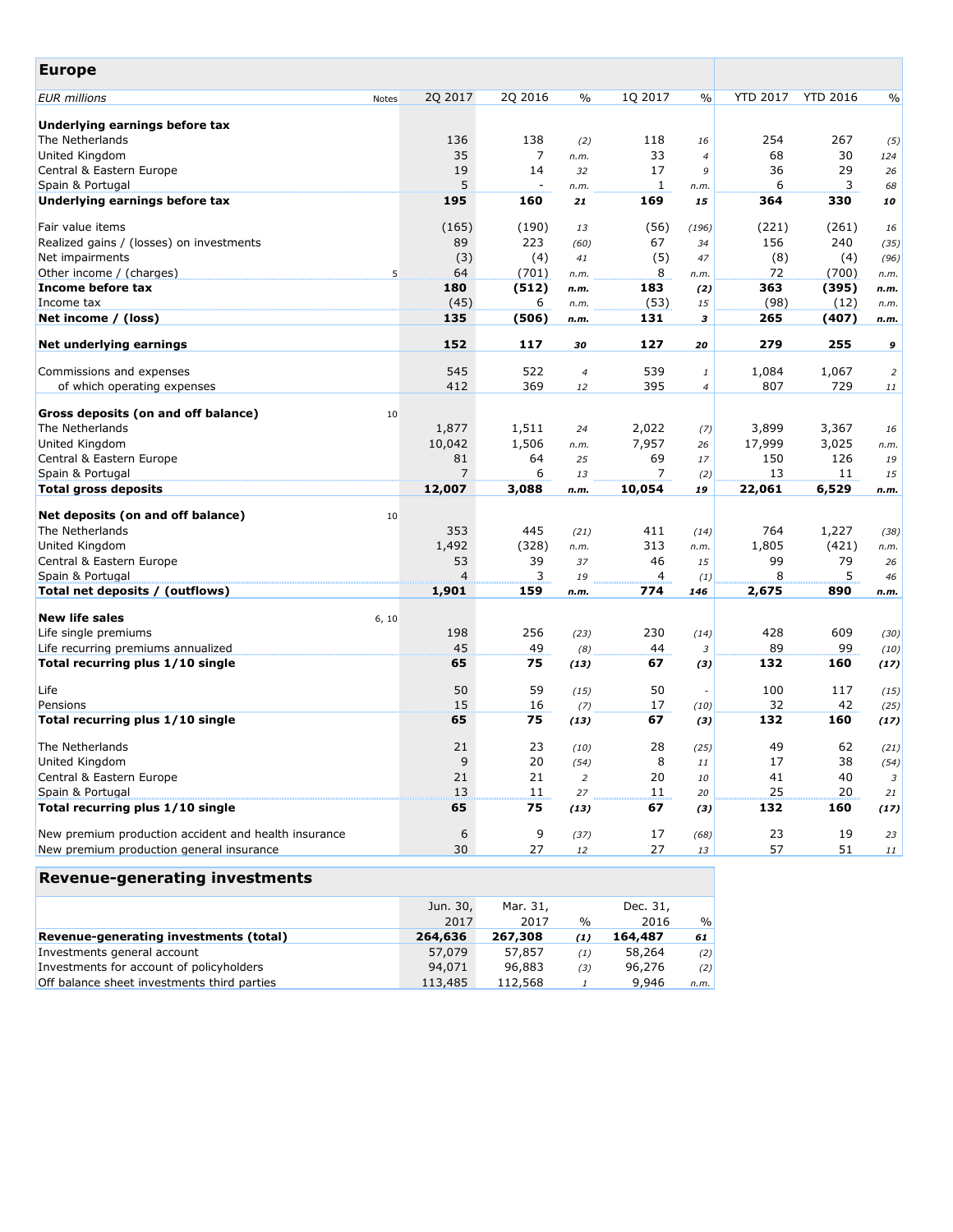## Europe

| EUR millions | Notes | 2Q 2017 | 2Q 2016 | % | 1Q 2017 | % | YTD 2017 | YTD 2016 | % |
|---|---|---|---|---|---|---|---|---|---|
| **Underlying earnings before tax** | | | | | | | | | |
| The Netherlands | | 136 | 138 | *(2)* | 118 | *16* | 254 | 267 | *(5)* |
| United Kingdom | | 35 | 7 | *n.m.* | 33 | *4* | 68 | 30 | *124* |
| Central & Eastern Europe | | 19 | 14 | *32* | 17 | *9* | 36 | 29 | *26* |
| Spain & Portugal | | 5 | - | *n.m.* | 1 | *n.m.* | 6 | 3 | *68* |
| **Underlying earnings before tax** | | **195** | **160** | ***21*** | **169** | ***15*** | **364** | **330** | ***10*** |
| | | | | | | | | | |
| Fair value items | | (165) | (190) | *13* | (56) | *(196)* | (221) | (261) | *16* |
| Realized gains / (losses) on investments | | 89 | 223 | *(60)* | 67 | *34* | 156 | 240 | *(35)* |
| Net impairments | | (3) | (4) | *41* | (5) | *47* | (8) | (4) | *(96)* |
| Other income / (charges) | 5 | 64 | (701) | *n.m.* | 8 | *n.m.* | 72 | (700) | *n.m.* |
| **Income before tax** | | **180** | **(512)** | ***n.m.*** | **183** | ***(2)*** | **363** | **(395)** | ***n.m.*** |
| Income tax | | (45) | 6 | *n.m.* | (53) | *15* | (98) | (12) | *n.m.* |
| **Net income / (loss)** | | **135** | **(506)** | ***n.m.*** | **131** | ***3*** | **265** | **(407)** | ***n.m.*** |
| | | | | | | | | | |
| **Net underlying earnings** | | **152** | **117** | ***30*** | **127** | ***20*** | **279** | **255** | ***9*** |
| | | | | | | | | | |
| Commissions and expenses | | 545 | 522 | *4* | 539 | *1* | 1,084 | 1,067 | *2* |
| of which operating expenses | | 412 | 369 | *12* | 395 | *4* | 807 | 729 | *11* |
| | | | | | | | | | |
| **Gross deposits (on and off balance)** | 10 | | | | | | | | |
| The Netherlands | | 1,877 | 1,511 | *24* | 2,022 | *(7)* | 3,899 | 3,367 | *16* |
| United Kingdom | | 10,042 | 1,506 | *n.m.* | 7,957 | *26* | 17,999 | 3,025 | *n.m.* |
| Central & Eastern Europe | | 81 | 64 | *25* | 69 | *17* | 150 | 126 | *19* |
| Spain & Portugal | | 7 | 6 | *13* | 7 | *(2)* | 13 | 11 | *15* |
| **Total gross deposits** | | **12,007** | **3,088** | ***n.m.*** | **10,054** | ***19*** | **22,061** | **6,529** | ***n.m.*** |
| | | | | | | | | | |
| **Net deposits (on and off balance)** | 10 | | | | | | | | |
| The Netherlands | | 353 | 445 | *(21)* | 411 | *(14)* | 764 | 1,227 | *(38)* |
| United Kingdom | | 1,492 | (328) | *n.m.* | 313 | *n.m.* | 1,805 | (421) | *n.m.* |
| Central & Eastern Europe | | 53 | 39 | *37* | 46 | *15* | 99 | 79 | *26* |
| Spain & Portugal | | 4 | 3 | *19* | 4 | *(1)* | 8 | 5 | *46* |
| **Total net deposits / (outflows)** | | **1,901** | **159** | ***n.m.*** | **774** | ***146*** | **2,675** | **890** | ***n.m.*** |
| | | | | | | | | | |
| **New life sales** | 6, 10 | | | | | | | | |
| Life single premiums | | 198 | 256 | *(23)* | 230 | *(14)* | 428 | 609 | *(30)* |
| Life recurring premiums annualized | | 45 | 49 | *(8)* | 44 | *3* | 89 | 99 | *(10)* |
| **Total recurring plus 1/10 single** | | **65** | **75** | ***(13)*** | **67** | ***(3)*** | **132** | **160** | ***(17)*** |
| | | | | | | | | | |
| Life | | 50 | 59 | *(15)* | 50 | - | 100 | 117 | *(15)* |
| Pensions | | 15 | 16 | *(7)* | 17 | *(10)* | 32 | 42 | *(25)* |
| **Total recurring plus 1/10 single** | | **65** | **75** | ***(13)*** | **67** | ***(3)*** | **132** | **160** | ***(17)*** |
| | | | | | | | | | |
| The Netherlands | | 21 | 23 | *(10)* | 28 | *(25)* | 49 | 62 | *(21)* |
| United Kingdom | | 9 | 20 | *(54)* | 8 | *11* | 17 | 38 | *(54)* |
| Central & Eastern Europe | | 21 | 21 | *2* | 20 | *10* | 41 | 40 | *3* |
| Spain & Portugal | | 13 | 11 | *27* | 11 | *20* | 25 | 20 | *21* |
| **Total recurring plus 1/10 single** | | **65** | **75** | ***(13)*** | **67** | ***(3)*** | **132** | **160** | ***(17)*** |
| | | | | | | | | | |
| New premium production accident and health insurance | | 6 | 9 | *(37)* | 17 | *(68)* | 23 | 19 | *23* |
| New premium production general insurance | | 30 | 27 | *12* | 27 | *13* | 57 | 51 | *11* |

## Revenue-generating investments

| | Jun. 30, 2017 | Mar. 31, 2017 | % | Dec. 31, 2016 | % |
|---|---|---|---|---|---|
| **Revenue-generating investments (total)** | **264,636** | **267,308** | ***(1)*** | **164,487** | ***61*** |
| Investments general account | 57,079 | 57,857 | *(1)* | 58,264 | *(2)* |
| Investments for account of policyholders | 94,071 | 96,883 | *(3)* | 96,276 | *(2)* |
| Off balance sheet investments third parties | 113,485 | 112,568 | *1* | 9,946 | *n.m.* |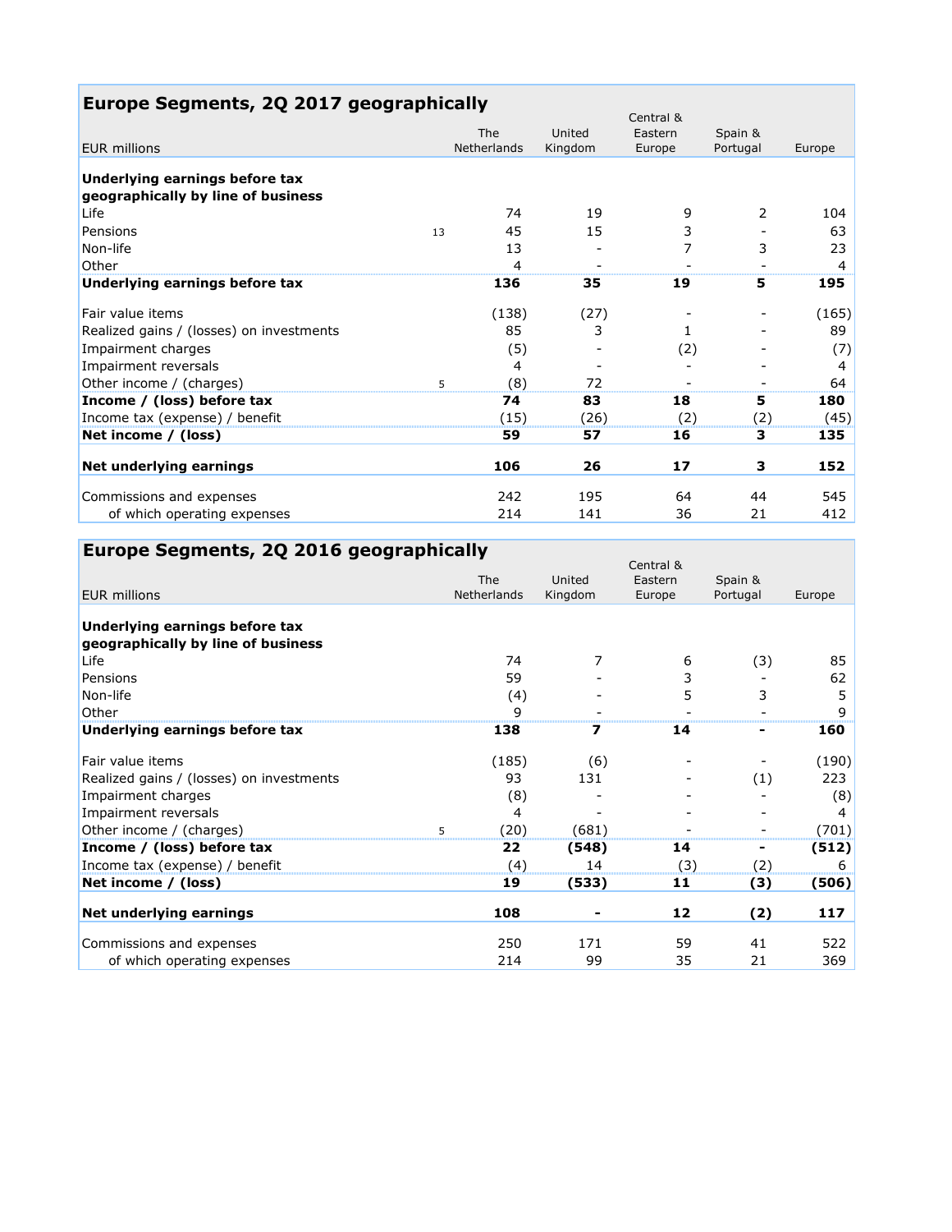## Europe Segments, 2Q 2017 geographically

| EUR millions | | The Netherlands | United Kingdom | Central & Eastern Europe | Spain & Portugal | Europe |
|---|---|---|---|---|---|---|
| **Underlying earnings before tax geographically by line of business** | | | | | | |
| Life | | 74 | 19 | 9 | 2 | 104 |
| Pensions | 13 | 45 | 15 | 3 | - | 63 |
| Non-life | | 13 | - | 7 | 3 | 23 |
| Other | | 4 | - | - | - | 4 |
| **Underlying earnings before tax** | | **136** | **35** | **19** | **5** | **195** |
| Fair value items | | (138) | (27) | - | - | (165) |
| Realized gains / (losses) on investments | | 85 | 3 | 1 | - | 89 |
| Impairment charges | | (5) | - | (2) | - | (7) |
| Impairment reversals | | 4 | - | - | - | 4 |
| Other income / (charges) | 5 | (8) | 72 | - | - | 64 |
| **Income / (loss) before tax** | | **74** | **83** | **18** | **5** | **180** |
| Income tax (expense) / benefit | | (15) | (26) | (2) | (2) | (45) |
| **Net income / (loss)** | | **59** | **57** | **16** | **3** | **135** |
| **Net underlying earnings** | | **106** | **26** | **17** | **3** | **152** |
| Commissions and expenses | | 242 | 195 | 64 | 44 | 545 |
| of which operating expenses | | 214 | 141 | 36 | 21 | 412 |

## Europe Segments, 2Q 2016 geographically

| EUR millions | | The Netherlands | United Kingdom | Central & Eastern Europe | Spain & Portugal | Europe |
|---|---|---|---|---|---|---|
| **Underlying earnings before tax geographically by line of business** | | | | | | |
| Life | | 74 | 7 | 6 | (3) | 85 |
| Pensions | | 59 | - | 3 | - | 62 |
| Non-life | | (4) | - | 5 | 3 | 5 |
| Other | | 9 | - | - | - | 9 |
| **Underlying earnings before tax** | | **138** | **7** | **14** | **-** | **160** |
| Fair value items | | (185) | (6) | - | - | (190) |
| Realized gains / (losses) on investments | | 93 | 131 | - | (1) | 223 |
| Impairment charges | | (8) | - | - | - | (8) |
| Impairment reversals | | 4 | - | - | - | 4 |
| Other income / (charges) | 5 | (20) | (681) | - | - | (701) |
| **Income / (loss) before tax** | | **22** | **(548)** | **14** | **-** | **(512)** |
| Income tax (expense) / benefit | | (4) | 14 | (3) | (2) | 6 |
| **Net income / (loss)** | | **19** | **(533)** | **11** | **(3)** | **(506)** |
| **Net underlying earnings** | | **108** | **-** | **12** | **(2)** | **117** |
| Commissions and expenses | | 250 | 171 | 59 | 41 | 522 |
| of which operating expenses | | 214 | 99 | 35 | 21 | 369 |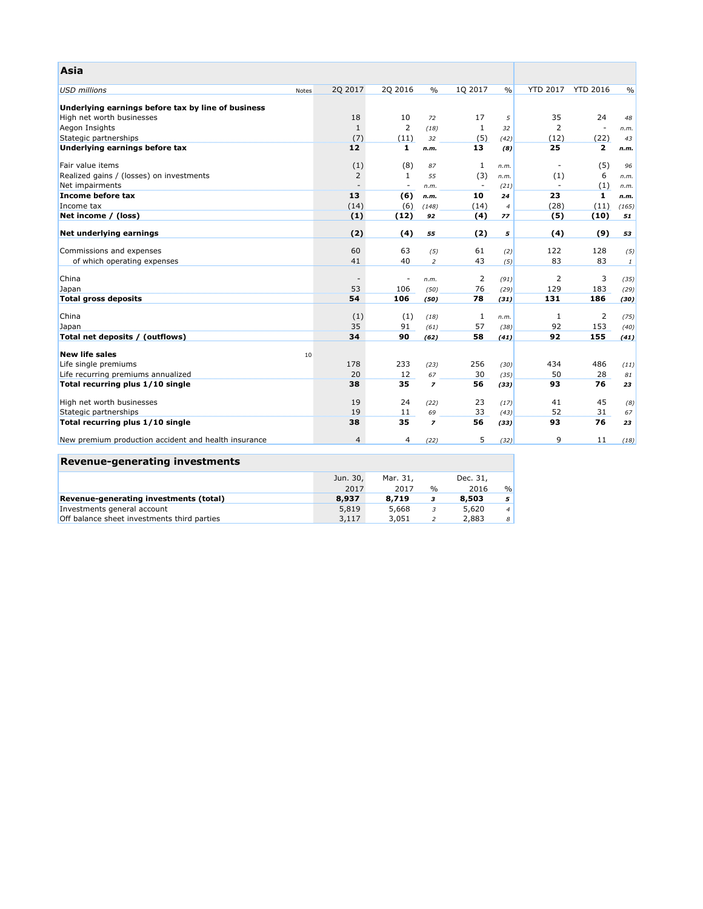## Asia

| USD millions | Notes | 2Q 2017 | 2Q 2016 | % | 1Q 2017 | % | YTD 2017 | YTD 2016 | % |
|---|---|---|---|---|---|---|---|---|---|
| **Underlying earnings before tax by line of business** | | | | | | | | | |
| High net worth businesses | | 18 | 10 | *72* | 17 | *5* | 35 | 24 | *48* |
| Aegon Insights | | 1 | 2 | *(18)* | 1 | *32* | 2 | - | *n.m.* |
| Stategic partnerships | | (7) | (11) | *32* | (5) | *(42)* | (12) | (22) | *43* |
| **Underlying earnings before tax** | | **12** | **1** | ***n.m.*** | **13** | ***(8)*** | **25** | **2** | ***n.m.*** |
| | | | | | | | | | |
| Fair value items | | (1) | (8) | *87* | 1 | *n.m.* | - | (5) | *96* |
| Realized gains / (losses) on investments | | 2 | 1 | *55* | (3) | *n.m.* | (1) | 6 | *n.m.* |
| Net impairments | | - | - | *n.m.* | - | *(21)* | - | (1) | *n.m.* |
| **Income before tax** | | **13** | **(6)** | ***n.m.*** | **10** | ***24*** | **23** | **1** | ***n.m.*** |
| Income tax | | (14) | (6) | *(148)* | (14) | *4* | (28) | (11) | *(165)* |
| **Net income / (loss)** | | **(1)** | **(12)** | ***92*** | **(4)** | ***77*** | **(5)** | **(10)** | ***51*** |
| | | | | | | | | | |
| **Net underlying earnings** | | **(2)** | **(4)** | ***55*** | **(2)** | ***5*** | **(4)** | **(9)** | ***53*** |
| | | | | | | | | | |
| Commissions and expenses | | 60 | 63 | *(5)* | 61 | *(2)* | 122 | 128 | *(5)* |
| of which operating expenses | | 41 | 40 | *2* | 43 | *(5)* | 83 | 83 | *1* |
| | | | | | | | | | |
| China | | - | - | *n.m.* | 2 | *(91)* | 2 | 3 | *(35)* |
| Japan | | 53 | 106 | *(50)* | 76 | *(29)* | 129 | 183 | *(29)* |
| **Total gross deposits** | | **54** | **106** | ***(50)*** | **78** | ***(31)*** | **131** | **186** | ***(30)*** |
| | | | | | | | | | |
| China | | (1) | (1) | *(18)* | 1 | *n.m.* | 1 | 2 | *(75)* |
| Japan | | 35 | 91 | *(61)* | 57 | *(38)* | 92 | 153 | *(40)* |
| **Total net deposits / (outflows)** | | **34** | **90** | ***(62)*** | **58** | ***(41)*** | **92** | **155** | ***(41)*** |
| | | | | | | | | | |
| **New life sales** | 10 | | | | | | | | |
| Life single premiums | | 178 | 233 | *(23)* | 256 | *(30)* | 434 | 486 | *(11)* |
| Life recurring premiums annualized | | 20 | 12 | *67* | 30 | *(35)* | 50 | 28 | *81* |
| **Total recurring plus 1/10 single** | | **38** | **35** | ***7*** | **56** | ***(33)*** | **93** | **76** | ***23*** |
| | | | | | | | | | |
| High net worth businesses | | 19 | 24 | *(22)* | 23 | *(17)* | 41 | 45 | *(8)* |
| Stategic partnerships | | 19 | 11 | *69* | 33 | *(43)* | 52 | 31 | *67* |
| **Total recurring plus 1/10 single** | | **38** | **35** | ***7*** | **56** | ***(33)*** | **93** | **76** | ***23*** |
| | | | | | | | | | |
| New premium production accident and health insurance | | 4 | 4 | *(22)* | 5 | *(32)* | 9 | 11 | *(18)* |

## Revenue-generating investments

| | Jun. 30, 2017 | Mar. 31, 2017 | % | Dec. 31, 2016 | % |
|---|---|---|---|---|---|
| **Revenue-generating investments (total)** | **8,937** | **8,719** | ***3*** | **8,503** | ***5*** |
| Investments general account | 5,819 | 5,668 | *3* | 5,620 | *4* |
| Off balance sheet investments third parties | 3,117 | 3,051 | *2* | 2,883 | *8* |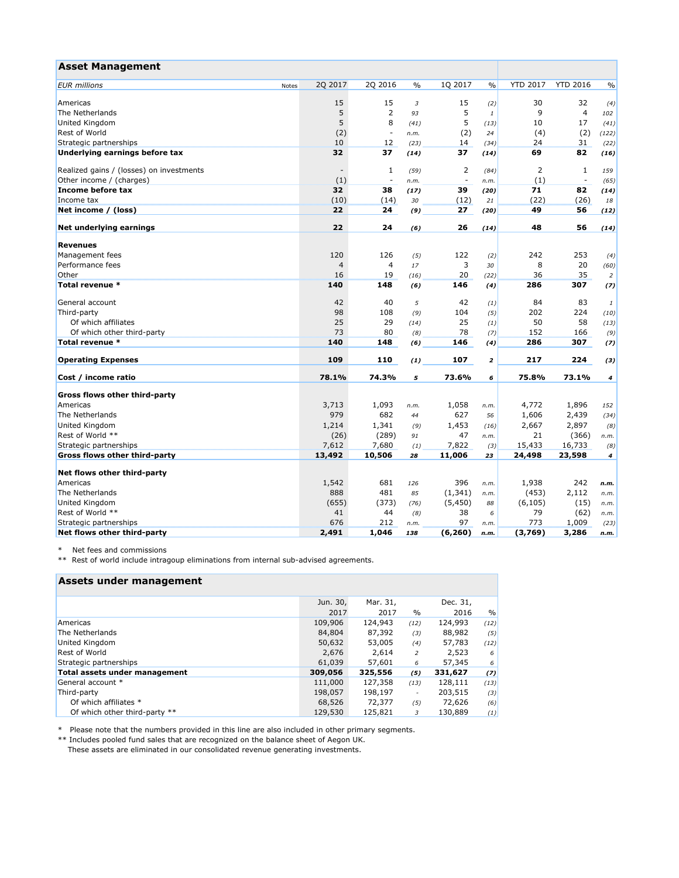## Asset Management

| EUR millions | Notes | 2Q 2017 | 2Q 2016 | % | 1Q 2017 | % | YTD 2017 | YTD 2016 | % |
|---|---|---|---|---|---|---|---|---|---|
| Americas | | 15 | 15 | 3 | 15 | (2) | 30 | 32 | (4) |
| The Netherlands | | 5 | 2 | 93 | 5 | 1 | 9 | 4 | 102 |
| United Kingdom | | 5 | 8 | (41) | 5 | (13) | 10 | 17 | (41) |
| Rest of World | | (2) | - | n.m. | (2) | 24 | (4) | (2) | (122) |
| Strategic partnerships | | 10 | 12 | (23) | 14 | (34) | 24 | 31 | (22) |
| **Underlying earnings before tax** | | **32** | **37** | **(14)** | **37** | **(14)** | **69** | **82** | **(16)** |
| | | | | | | | | | |
| Realized gains / (losses) on investments | | - | 1 | (59) | 2 | (84) | 2 | 1 | 159 |
| Other income / (charges) | | (1) | - | n.m. | - | n.m. | (1) | - | (65) |
| **Income before tax** | | **32** | **38** | **(17)** | **39** | **(20)** | **71** | **82** | **(14)** |
| Income tax | | (10) | (14) | 30 | (12) | 21 | (22) | (26) | 18 |
| **Net income / (loss)** | | **22** | **24** | **(9)** | **27** | **(20)** | **49** | **56** | **(12)** |
| | | | | | | | | | |
| **Net underlying earnings** | | **22** | **24** | **(6)** | **26** | **(14)** | **48** | **56** | **(14)** |
| | | | | | | | | | |
| **Revenues** | | | | | | | | | |
| Management fees | | 120 | 126 | (5) | 122 | (2) | 242 | 253 | (4) |
| Performance fees | | 4 | 4 | 17 | 3 | 30 | 8 | 20 | (60) |
| Other | | 16 | 19 | (16) | 20 | (22) | 36 | 35 | 2 |
| **Total revenue *** | | **140** | **148** | **(6)** | **146** | **(4)** | **286** | **307** | **(7)** |
| | | | | | | | | | |
| General account | | 42 | 40 | 5 | 42 | (1) | 84 | 83 | 1 |
| Third-party | | 98 | 108 | (9) | 104 | (5) | 202 | 224 | (10) |
| Of which affiliates | | 25 | 29 | (14) | 25 | (1) | 50 | 58 | (13) |
| Of which other third-party | | 73 | 80 | (8) | 78 | (7) | 152 | 166 | (9) |
| **Total revenue *** | | **140** | **148** | **(6)** | **146** | **(4)** | **286** | **307** | **(7)** |
| | | | | | | | | | |
| **Operating Expenses** | | **109** | **110** | **(1)** | **107** | **2** | **217** | **224** | **(3)** |
| | | | | | | | | | |
| **Cost / income ratio** | | **78.1%** | **74.3%** | **5** | **73.6%** | **6** | **75.8%** | **73.1%** | **4** |
| | | | | | | | | | |
| **Gross flows other third-party** | | | | | | | | | |
| Americas | | 3,713 | 1,093 | n.m. | 1,058 | n.m. | 4,772 | 1,896 | 152 |
| The Netherlands | | 979 | 682 | 44 | 627 | 56 | 1,606 | 2,439 | (34) |
| United Kingdom | | 1,214 | 1,341 | (9) | 1,453 | (16) | 2,667 | 2,897 | (8) |
| Rest of World ** | | (26) | (289) | 91 | 47 | n.m. | 21 | (366) | n.m. |
| Strategic partnerships | | 7,612 | 7,680 | (1) | 7,822 | (3) | 15,433 | 16,733 | (8) |
| **Gross flows other third-party** | | **13,492** | **10,506** | **28** | **11,006** | **23** | **24,498** | **23,598** | **4** |
| | | | | | | | | | |
| **Net flows other third-party** | | | | | | | | | |
| Americas | | 1,542 | 681 | 126 | 396 | n.m. | 1,938 | 242 | n.m. |
| The Netherlands | | 888 | 481 | 85 | (1,341) | n.m. | (453) | 2,112 | n.m. |
| United Kingdom | | (655) | (373) | (76) | (5,450) | 88 | (6,105) | (15) | n.m. |
| Rest of World ** | | 41 | 44 | (8) | 38 | 6 | 79 | (62) | n.m. |
| Strategic partnerships | | 676 | 212 | n.m. | 97 | n.m. | 773 | 1,009 | (23) |
| **Net flows other third-party** | | **2,491** | **1,046** | **138** | **(6,260)** | **n.m.** | **(3,769)** | **3,286** | **n.m.** |

\* Net fees and commissions

** Rest of world include intragoup eliminations from internal sub-advised agreements.

## Assets under management

| | Jun. 30, 2017 | Mar. 31, 2017 | % | Dec. 31, 2016 | % |
|---|---|---|---|---|---|
| Americas | 109,906 | 124,943 | (12) | 124,993 | (12) |
| The Netherlands | 84,804 | 87,392 | (3) | 88,982 | (5) |
| United Kingdom | 50,632 | 53,005 | (4) | 57,783 | (12) |
| Rest of World | 2,676 | 2,614 | 2 | 2,523 | 6 |
| Strategic partnerships | 61,039 | 57,601 | 6 | 57,345 | 6 |
| **Total assets under management** | **309,056** | **325,556** | **(5)** | **331,627** | **(7)** |
| General account * | 111,000 | 127,358 | (13) | 128,111 | (13) |
| Third-party | 198,057 | 198,197 | - | 203,515 | (3) |
| Of which affiliates * | 68,526 | 72,377 | (5) | 72,626 | (6) |
| Of which other third-party ** | 129,530 | 125,821 | 3 | 130,889 | (1) |

\* Please note that the numbers provided in this line are also included in other primary segments.

** Includes pooled fund sales that are recognized on the balance sheet of Aegon UK. These assets are eliminated in our consolidated revenue generating investments.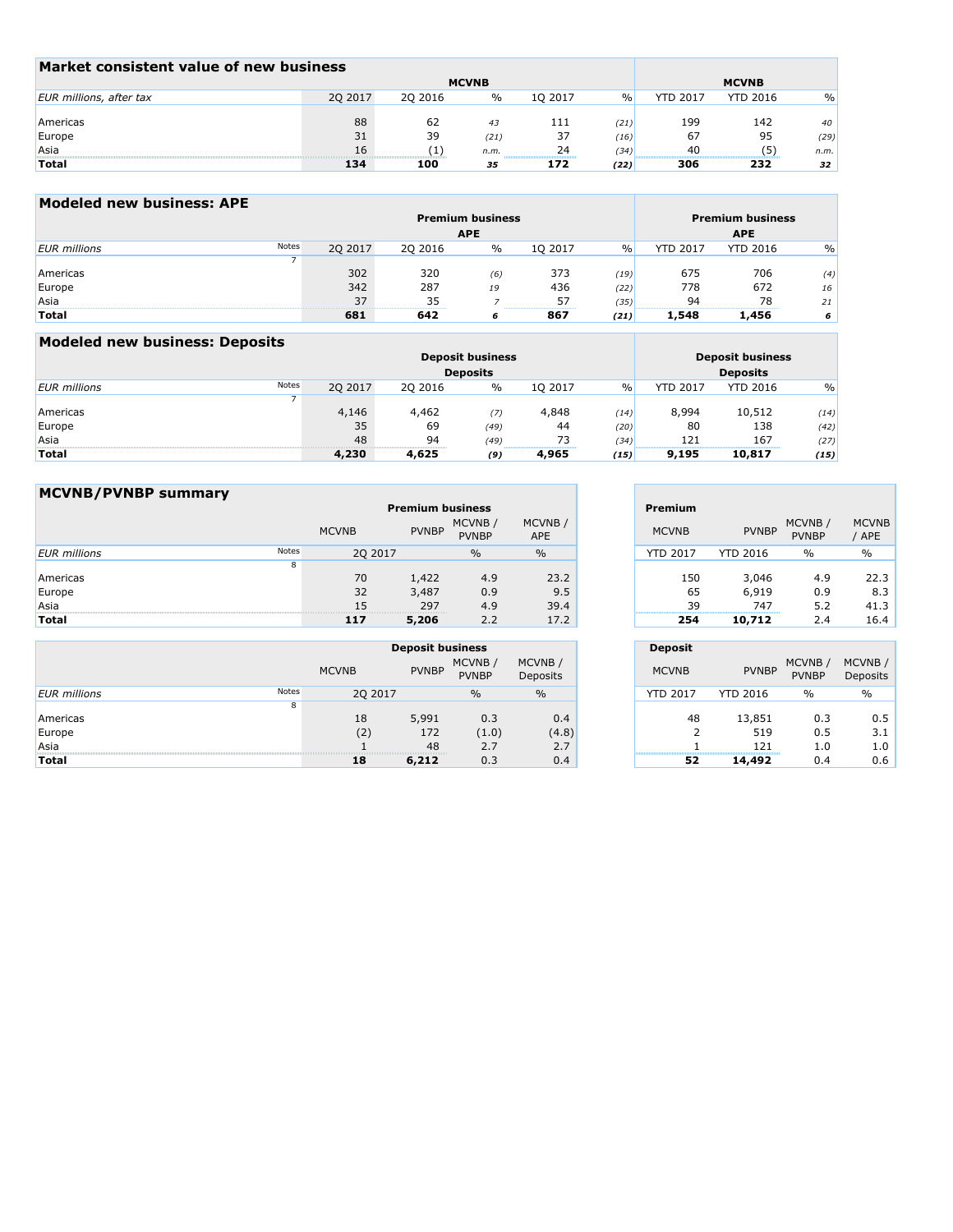## Market consistent value of new business

| EUR millions, after tax | MCVNB | | | | | MCVNB | | |
|---|---|---|---|---|---|---|---|---|
| | 2Q 2017 | 2Q 2016 | % | 1Q 2017 | % | YTD 2017 | YTD 2016 | % |
| Americas | 88 | 62 | 43 | 111 | (21) | 199 | 142 | 40 |
| Europe | 31 | 39 | (21) | 37 | (16) | 67 | 95 | (29) |
| Asia | 16 | (1) | n.m. | 24 | (34) | 40 | (5) | n.m. |
| **Total** | **134** | **100** | **35** | **172** | **(22)** | **306** | **232** | **32** |

## Modeled new business: APE

| EUR millions | Notes | Premium business APE | | | | | Premium business APE | | |
|---|---|---|---|---|---|---|---|---|---|
| | | 2Q 2017 | 2Q 2016 | % | 1Q 2017 | % | YTD 2017 | YTD 2016 | % |
| | 7 | | | | | | | | |
| Americas | | 302 | 320 | (6) | 373 | (19) | 675 | 706 | (4) |
| Europe | | 342 | 287 | 19 | 436 | (22) | 778 | 672 | 16 |
| Asia | | 37 | 35 | 7 | 57 | (35) | 94 | 78 | 21 |
| **Total** | | **681** | **642** | **6** | **867** | **(21)** | **1,548** | **1,456** | **6** |

## Modeled new business: Deposits

| EUR millions | Notes | Deposit business Deposits | | | | | Deposit business Deposits | | |
|---|---|---|---|---|---|---|---|---|---|
| | | 2Q 2017 | 2Q 2016 | % | 1Q 2017 | % | YTD 2017 | YTD 2016 | % |
| | 7 | | | | | | | | |
| Americas | | 4,146 | 4,462 | (7) | 4,848 | (14) | 8,994 | 10,512 | (14) |
| Europe | | 35 | 69 | (49) | 44 | (20) | 80 | 138 | (42) |
| Asia | | 48 | 94 | (49) | 73 | (34) | 121 | 167 | (27) |
| **Total** | | **4,230** | **4,625** | **(9)** | **4,965** | **(15)** | **9,195** | **10,817** | **(15)** |

## MCVNB/PVNBP summary

| | | Premium business | | | | Premium | | | |
|---|---|---|---|---|---|---|---|---|---|
| | | MCVNB | PVNBP | MCVNB / PVNBP | MCVNB / APE | MCVNB | PVNBP | MCVNB / PVNBP | MCVNB / APE |
| EUR millions | Notes | 2Q 2017 | | % | % | YTD 2017 | YTD 2016 | % | % |
| | 8 | | | | | | | | |
| Americas | | 70 | 1,422 | 4.9 | 23.2 | 150 | 3,046 | 4.9 | 22.3 |
| Europe | | 32 | 3,487 | 0.9 | 9.5 | 65 | 6,919 | 0.9 | 8.3 |
| Asia | | 15 | 297 | 4.9 | 39.4 | 39 | 747 | 5.2 | 41.3 |
| **Total** | | **117** | **5,206** | 2.2 | 17.2 | **254** | **10,712** | 2.4 | 16.4 |

| | | Deposit business | | | | Deposit | | | |
|---|---|---|---|---|---|---|---|---|---|
| | | MCVNB | PVNBP | MCVNB / PVNBP | MCVNB / Deposits | MCVNB | PVNBP | MCVNB / PVNBP | MCVNB / Deposits |
| EUR millions | Notes | 2Q 2017 | | % | % | YTD 2017 | YTD 2016 | % | % |
| | 8 | | | | | | | | |
| Americas | | 18 | 5,991 | 0.3 | 0.4 | 48 | 13,851 | 0.3 | 0.5 |
| Europe | | (2) | 172 | (1.0) | (4.8) | 2 | 519 | 0.5 | 3.1 |
| Asia | | 1 | 48 | 2.7 | 2.7 | 1 | 121 | 1.0 | 1.0 |
| **Total** | | **18** | **6,212** | 0.3 | 0.4 | **52** | **14,492** | 0.4 | 0.6 |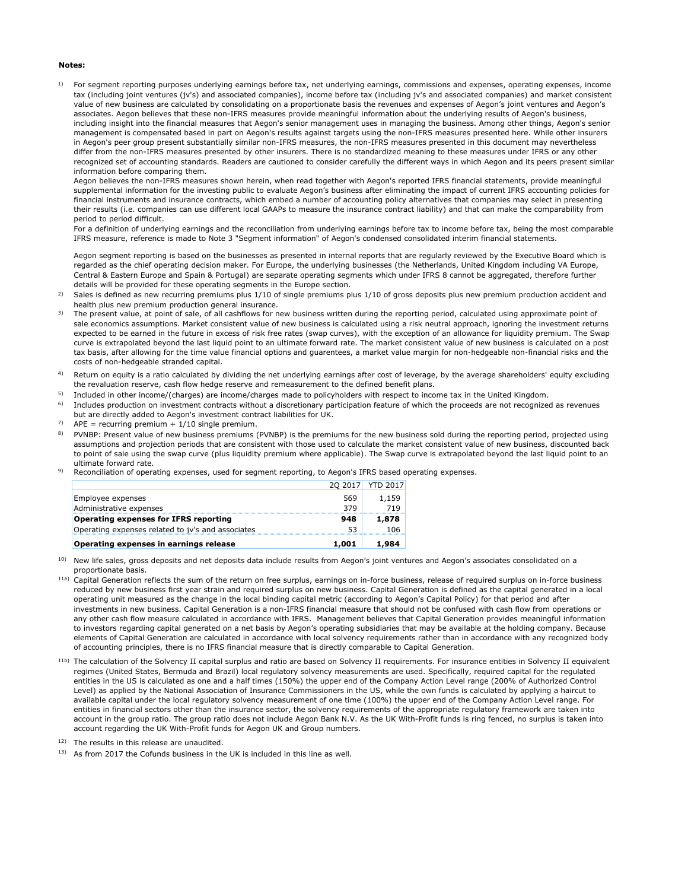**Notes:**

1) For segment reporting purposes underlying earnings before tax, net underlying earnings, commissions and expenses, operating expenses, income tax (including joint ventures (jv's) and associated companies), income before tax (including jv's and associated companies) and market consistent value of new business are calculated by consolidating on a proportionate basis the revenues and expenses of Aegon's joint ventures and Aegon's associates. Aegon believes that these non-IFRS measures provide meaningful information about the underlying results of Aegon's business, including insight into the financial measures that Aegon's senior management uses in managing the business. Among other things, Aegon's senior management is compensated based in part on Aegon's results against targets using the non-IFRS measures presented here. While other insurers in Aegon's peer group present substantially similar non-IFRS measures, the non-IFRS measures presented in this document may nevertheless differ from the non-IFRS measures presented by other insurers. There is no standardized meaning to these measures under IFRS or any other recognized set of accounting standards. Readers are cautioned to consider carefully the different ways in which Aegon and its peers present similar information before comparing them.
Aegon believes the non-IFRS measures shown herein, when read together with Aegon's reported IFRS financial statements, provide meaningful supplemental information for the investing public to evaluate Aegon's business after eliminating the impact of current IFRS accounting policies for financial instruments and insurance contracts, which embed a number of accounting policy alternatives that companies may select in presenting their results (i.e. companies can use different local GAAPs to measure the insurance contract liability) and that can make the comparability from period to period difficult.
For a definition of underlying earnings and the reconciliation from underlying earnings before tax to income before tax, being the most comparable IFRS measure, reference is made to Note 3 "Segment information" of Aegon's condensed consolidated interim financial statements.

Aegon segment reporting is based on the businesses as presented in internal reports that are regularly reviewed by the Executive Board which is regarded as the chief operating decision maker. For Europe, the underlying businesses (the Netherlands, United Kingdom including VA Europe, Central & Eastern Europe and Spain & Portugal) are separate operating segments which under IFRS 8 cannot be aggregated, therefore further details will be provided for these operating segments in the Europe section.

2) Sales is defined as new recurring premiums plus 1/10 of single premiums plus 1/10 of gross deposits plus new premium production accident and health plus new premium production general insurance.

3) The present value, at point of sale, of all cashflows for new business written during the reporting period, calculated using approximate point of sale economics assumptions. Market consistent value of new business is calculated using a risk neutral approach, ignoring the investment returns expected to be earned in the future in excess of risk free rates (swap curves), with the exception of an allowance for liquidity premium. The Swap curve is extrapolated beyond the last liquid point to an ultimate forward rate. The market consistent value of new business is calculated on a post tax basis, after allowing for the time value financial options and guarentees, a market value margin for non-hedgeable non-financial risks and the costs of non-hedgeable stranded capital.

4) Return on equity is a ratio calculated by dividing the net underlying earnings after cost of leverage, by the average shareholders' equity excluding the revaluation reserve, cash flow hedge reserve and remeasurement to the defined benefit plans.

5) Included in other income/(charges) are income/charges made to policyholders with respect to income tax in the United Kingdom.

6) Includes production on investment contracts without a discretionary participation feature of which the proceeds are not recognized as revenues but are directly added to Aegon's investment contract liabilities for UK.

7) APE = recurring premium + 1/10 single premium.

8) PVNBP: Present value of new business premiums (PVNBP) is the premiums for the new business sold during the reporting period, projected using assumptions and projection periods that are consistent with those used to calculate the market consistent value of new business, discounted back to point of sale using the swap curve (plus liquidity premium where applicable). The Swap curve is extrapolated beyond the last liquid point to an ultimate forward rate.

9) Reconciliation of operating expenses, used for segment reporting, to Aegon's IFRS based operating expenses.

| | 2Q 2017 | YTD 2017 |
|---|---|---|
| Employee expenses | 569 | 1,159 |
| Administrative expenses | 379 | 719 |
| **Operating expenses for IFRS reporting** | **948** | **1,878** |
| Operating expenses related to jv's and associates | 53 | 106 |
| **Operating expenses in earnings release** | **1,001** | **1,984** |

10) New life sales, gross deposits and net deposits data include results from Aegon's joint ventures and Aegon's associates consolidated on a proportionate basis.

11a) Capital Generation reflects the sum of the return on free surplus, earnings on in-force business, release of required surplus on in-force business reduced by new business first year strain and required surplus on new business. Capital Generation is defined as the capital generated in a local operating unit measured as the change in the local binding capital metric (according to Aegon's Capital Policy) for that period and after investments in new business. Capital Generation is a non-IFRS financial measure that should not be confused with cash flow from operations or any other cash flow measure calculated in accordance with IFRS. Management believes that Capital Generation provides meaningful information to investors regarding capital generated on a net basis by Aegon's operating subsidiaries that may be available at the holding company. Because elements of Capital Generation are calculated in accordance with local solvency requirements rather than in accordance with any recognized body of accounting principles, there is no IFRS financial measure that is directly comparable to Capital Generation.

11b) The calculation of the Solvency II capital surplus and ratio are based on Solvency II requirements. For insurance entities in Solvency II equivalent regimes (United States, Bermuda and Brazil) local regulatory solvency measurements are used. Specifically, required capital for the regulated entities in the US is calculated as one and a half times (150%) the upper end of the Company Action Level range (200% of Authorized Control Level) as applied by the National Association of Insurance Commissioners in the US, while the own funds is calculated by applying a haircut to available capital under the local regulatory solvency measurement of one time (100%) the upper end of the Company Action Level range. For entities in financial sectors other than the insurance sector, the solvency requirements of the appropriate regulatory framework are taken into account in the group ratio. The group ratio does not include Aegon Bank N.V. As the UK With-Profit funds is ring fenced, no surplus is taken into account regarding the UK With-Profit funds for Aegon UK and Group numbers.

12) The results in this release are unaudited.

13) As from 2017 the Cofunds business in the UK is included in this line as well.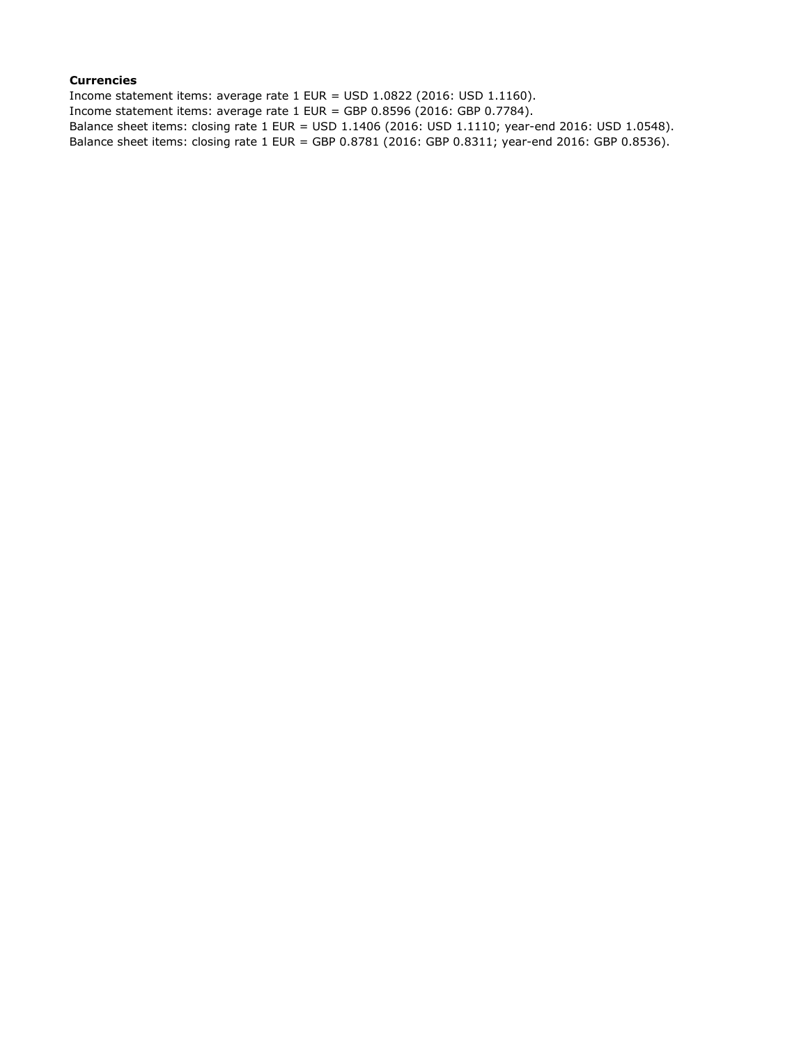**Currencies**

Income statement items: average rate 1 EUR = USD 1.0822 (2016: USD 1.1160).
Income statement items: average rate 1 EUR = GBP 0.8596 (2016: GBP 0.7784).
Balance sheet items: closing rate 1 EUR = USD 1.1406 (2016: USD 1.1110; year-end 2016: USD 1.0548).
Balance sheet items: closing rate 1 EUR = GBP 0.8781 (2016: GBP 0.8311; year-end 2016: GBP 0.8536).